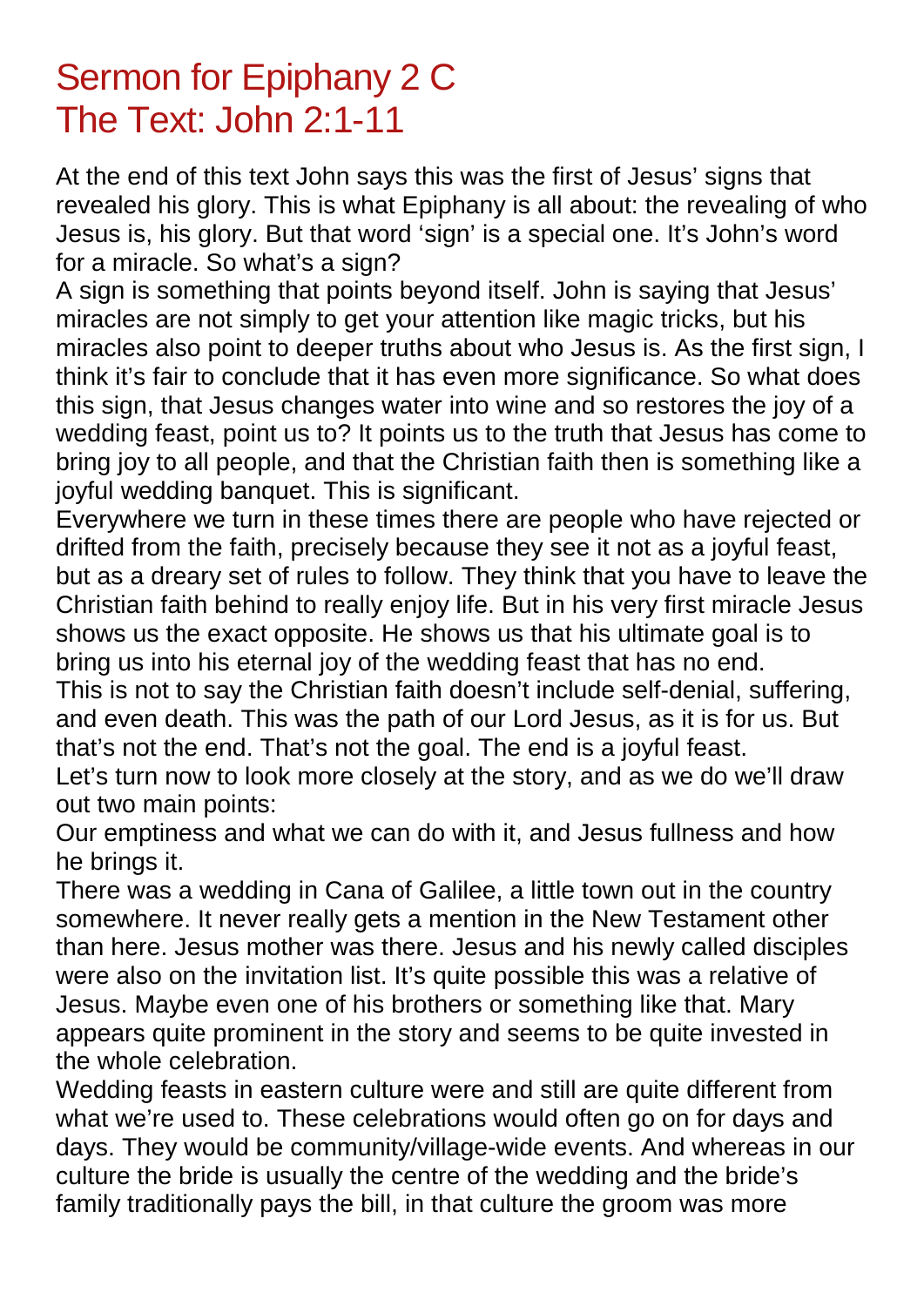# Sermon for Epiphany 2 C
# The Text: John 2:1-11

At the end of this text John says this was the first of Jesus' signs that revealed his glory. This is what Epiphany is all about: the revealing of who Jesus is, his glory. But that word 'sign' is a special one. It's John's word for a miracle. So what's a sign?

A sign is something that points beyond itself. John is saying that Jesus' miracles are not simply to get your attention like magic tricks, but his miracles also point to deeper truths about who Jesus is. As the first sign, I think it's fair to conclude that it has even more significance. So what does this sign, that Jesus changes water into wine and so restores the joy of a wedding feast, point us to? It points us to the truth that Jesus has come to bring joy to all people, and that the Christian faith then is something like a joyful wedding banquet. This is significant.

Everywhere we turn in these times there are people who have rejected or drifted from the faith, precisely because they see it not as a joyful feast, but as a dreary set of rules to follow. They think that you have to leave the Christian faith behind to really enjoy life. But in his very first miracle Jesus shows us the exact opposite. He shows us that his ultimate goal is to bring us into his eternal joy of the wedding feast that has no end.

This is not to say the Christian faith doesn't include self-denial, suffering, and even death. This was the path of our Lord Jesus, as it is for us. But that's not the end. That's not the goal. The end is a joyful feast.

Let's turn now to look more closely at the story, and as we do we'll draw out two main points:

Our emptiness and what we can do with it, and Jesus fullness and how he brings it.

There was a wedding in Cana of Galilee, a little town out in the country somewhere. It never really gets a mention in the New Testament other than here. Jesus mother was there. Jesus and his newly called disciples were also on the invitation list. It's quite possible this was a relative of Jesus. Maybe even one of his brothers or something like that. Mary appears quite prominent in the story and seems to be quite invested in the whole celebration.

Wedding feasts in eastern culture were and still are quite different from what we're used to. These celebrations would often go on for days and days. They would be community/village-wide events. And whereas in our culture the bride is usually the centre of the wedding and the bride's family traditionally pays the bill, in that culture the groom was more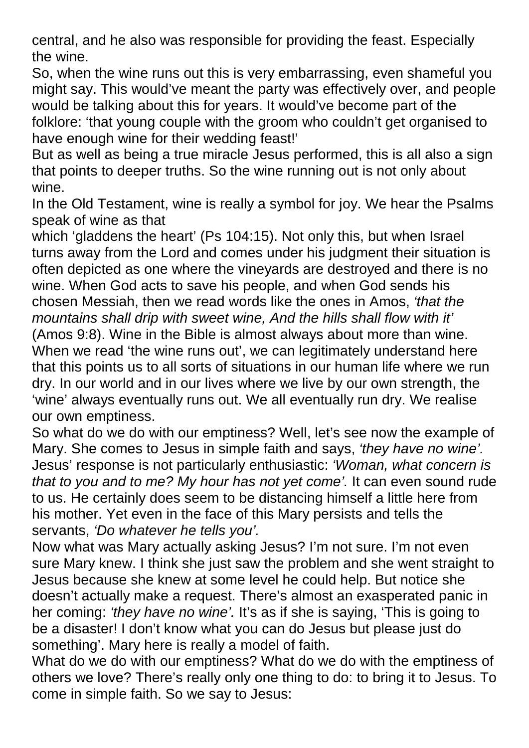central, and he also was responsible for providing the feast. Especially the wine.

So, when the wine runs out this is very embarrassing, even shameful you might say. This would've meant the party was effectively over, and people would be talking about this for years. It would've become part of the folklore: 'that young couple with the groom who couldn't get organised to have enough wine for their wedding feast!'

But as well as being a true miracle Jesus performed, this is all also a sign that points to deeper truths. So the wine running out is not only about wine.

In the Old Testament, wine is really a symbol for joy. We hear the Psalms speak of wine as that which 'gladdens the heart' (Ps 104:15). Not only this, but when Israel turns away from the Lord and comes under his judgment their situation is often depicted as one where the vineyards are destroyed and there is no wine. When God acts to save his people, and when God sends his chosen Messiah, then we read words like the ones in Amos, *'that the mountains shall drip with sweet wine, And the hills shall flow with it'* (Amos 9:8). Wine in the Bible is almost always about more than wine. When we read 'the wine runs out', we can legitimately understand here that this points us to all sorts of situations in our human life where we run dry. In our world and in our lives where we live by our own strength, the 'wine' always eventually runs out. We all eventually run dry. We realise our own emptiness.

So what do we do with our emptiness? Well, let's see now the example of Mary. She comes to Jesus in simple faith and says, *'they have no wine'.* Jesus' response is not particularly enthusiastic: *'Woman, what concern is that to you and to me? My hour has not yet come'.* It can even sound rude to us. He certainly does seem to be distancing himself a little here from his mother. Yet even in the face of this Mary persists and tells the servants, *'Do whatever he tells you'.*

Now what was Mary actually asking Jesus? I'm not sure. I'm not even sure Mary knew. I think she just saw the problem and she went straight to Jesus because she knew at some level he could help. But notice she doesn't actually make a request. There's almost an exasperated panic in her coming: *'they have no wine'.* It's as if she is saying, 'This is going to be a disaster! I don't know what you can do Jesus but please just do something'. Mary here is really a model of faith.

What do we do with our emptiness? What do we do with the emptiness of others we love? There's really only one thing to do: to bring it to Jesus. To come in simple faith. So we say to Jesus: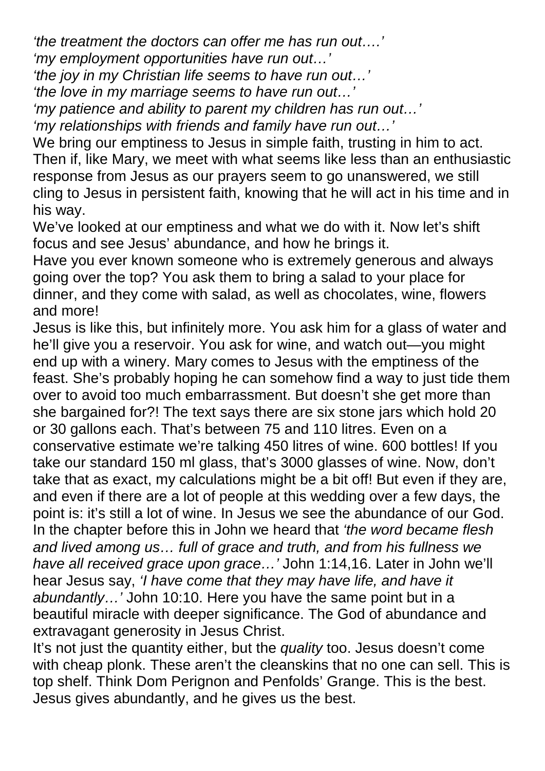*'the treatment the doctors can offer me has run out….'*
*'my employment opportunities have run out…'*
*'the joy in my Christian life seems to have run out…'*
*'the love in my marriage seems to have run out…'*
*'my patience and ability to parent my children has run out…'*
*'my relationships with friends and family have run out…'*

We bring our emptiness to Jesus in simple faith, trusting in him to act. Then if, like Mary, we meet with what seems like less than an enthusiastic response from Jesus as our prayers seem to go unanswered, we still cling to Jesus in persistent faith, knowing that he will act in his time and in his way.

We've looked at our emptiness and what we do with it. Now let's shift focus and see Jesus' abundance, and how he brings it.

Have you ever known someone who is extremely generous and always going over the top? You ask them to bring a salad to your place for dinner, and they come with salad, as well as chocolates, wine, flowers and more!

Jesus is like this, but infinitely more. You ask him for a glass of water and he'll give you a reservoir. You ask for wine, and watch out—you might end up with a winery. Mary comes to Jesus with the emptiness of the feast. She's probably hoping he can somehow find a way to just tide them over to avoid too much embarrassment. But doesn't she get more than she bargained for?! The text says there are six stone jars which hold 20 or 30 gallons each. That's between 75 and 110 litres. Even on a conservative estimate we're talking 450 litres of wine. 600 bottles! If you take our standard 150 ml glass, that's 3000 glasses of wine. Now, don't take that as exact, my calculations might be a bit off! But even if they are, and even if there are a lot of people at this wedding over a few days, the point is: it's still a lot of wine. In Jesus we see the abundance of our God. In the chapter before this in John we heard that *'the word became flesh and lived among us… full of grace and truth, and from his fullness we have all received grace upon grace…'* John 1:14,16. Later in John we'll hear Jesus say, *'I have come that they may have life, and have it abundantly…'* John 10:10. Here you have the same point but in a beautiful miracle with deeper significance. The God of abundance and extravagant generosity in Jesus Christ.

It's not just the quantity either, but the *quality* too. Jesus doesn't come with cheap plonk. These aren't the cleanskins that no one can sell. This is top shelf. Think Dom Perignon and Penfolds' Grange. This is the best. Jesus gives abundantly, and he gives us the best.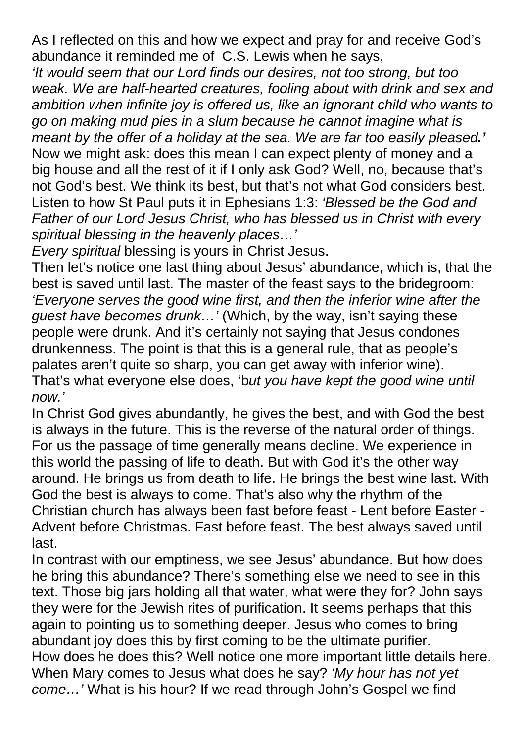As I reflected on this and how we expect and pray for and receive God's abundance it reminded me of C.S. Lewis when he says,
*'It would seem that our Lord finds our desires, not too strong, but too weak. We are half-hearted creatures, fooling about with drink and sex and ambition when infinite joy is offered us, like an ignorant child who wants to go on making mud pies in a slum because he cannot imagine what is meant by the offer of a holiday at the sea. We are far too easily pleased.'*
Now we might ask: does this mean I can expect plenty of money and a big house and all the rest of it if I only ask God? Well, no, because that's not God's best. We think its best, but that's not what God considers best. Listen to how St Paul puts it in Ephesians 1:3: *'Blessed be the God and Father of our Lord Jesus Christ, who has blessed us in Christ with every spiritual blessing in the heavenly places…'*
*Every spiritual* blessing is yours in Christ Jesus.
Then let's notice one last thing about Jesus' abundance, which is, that the best is saved until last. The master of the feast says to the bridegroom: *'Everyone serves the good wine first, and then the inferior wine after the guest have becomes drunk…'* (Which, by the way, isn't saying these people were drunk. And it's certainly not saying that Jesus condones drunkenness. The point is that this is a general rule, that as people's palates aren't quite so sharp, you can get away with inferior wine). That's what everyone else does, 'b*ut you have kept the good wine until now.'*
In Christ God gives abundantly, he gives the best, and with God the best is always in the future. This is the reverse of the natural order of things. For us the passage of time generally means decline. We experience in this world the passing of life to death. But with God it's the other way around. He brings us from death to life. He brings the best wine last. With God the best is always to come. That's also why the rhythm of the Christian church has always been fast before feast - Lent before Easter - Advent before Christmas. Fast before feast. The best always saved until last.
In contrast with our emptiness, we see Jesus' abundance. But how does he bring this abundance? There's something else we need to see in this text. Those big jars holding all that water, what were they for? John says they were for the Jewish rites of purification. It seems perhaps that this again to pointing us to something deeper. Jesus who comes to bring abundant joy does this by first coming to be the ultimate purifier.
How does he does this? Well notice one more important little details here. When Mary comes to Jesus what does he say? *'My hour has not yet come…'* What is his hour? If we read through John's Gospel we find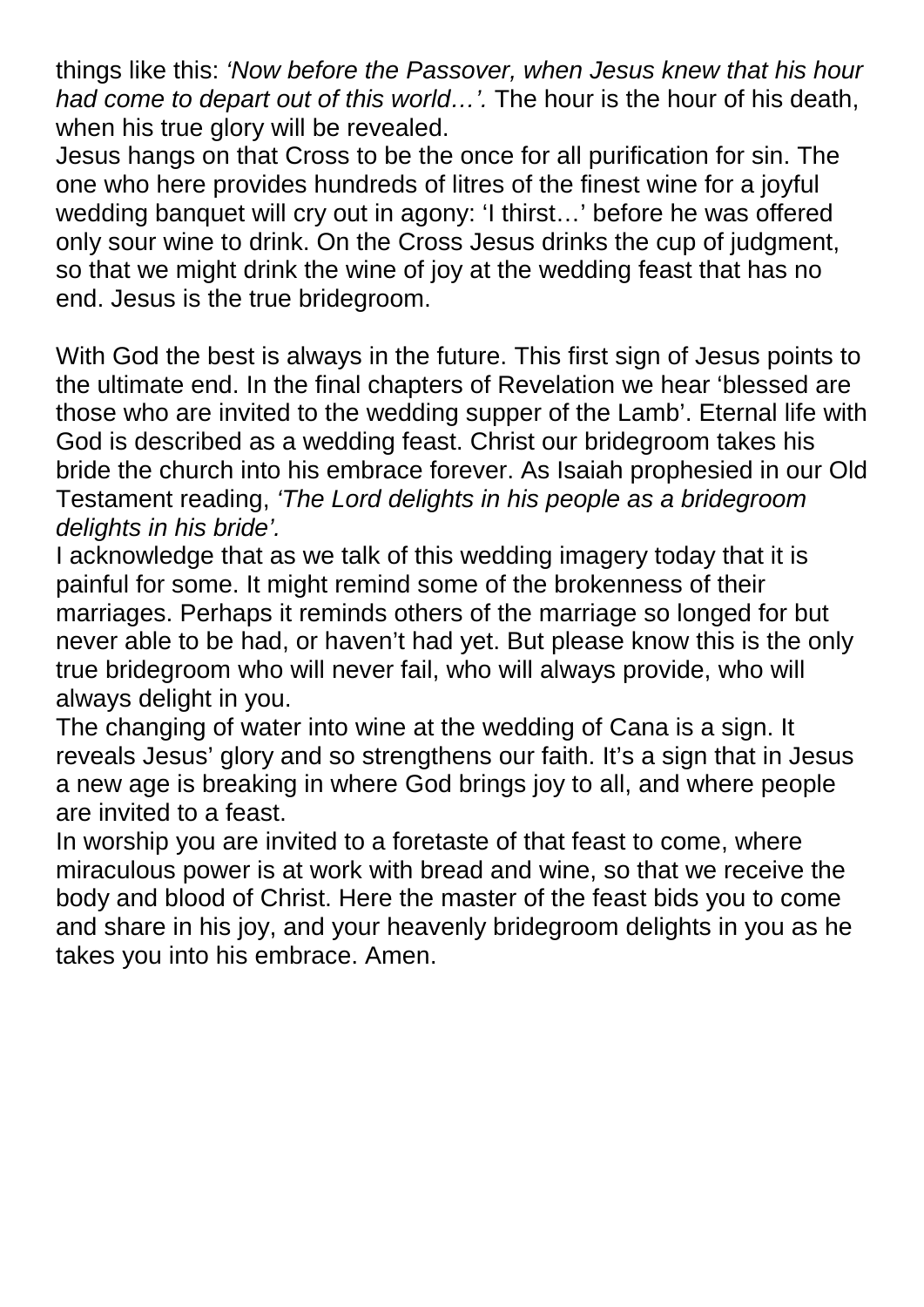things like this: *'Now before the Passover, when Jesus knew that his hour had come to depart out of this world…'.* The hour is the hour of his death, when his true glory will be revealed.

Jesus hangs on that Cross to be the once for all purification for sin. The one who here provides hundreds of litres of the finest wine for a joyful wedding banquet will cry out in agony: 'I thirst…' before he was offered only sour wine to drink. On the Cross Jesus drinks the cup of judgment, so that we might drink the wine of joy at the wedding feast that has no end. Jesus is the true bridegroom.

With God the best is always in the future. This first sign of Jesus points to the ultimate end. In the final chapters of Revelation we hear 'blessed are those who are invited to the wedding supper of the Lamb'. Eternal life with God is described as a wedding feast. Christ our bridegroom takes his bride the church into his embrace forever. As Isaiah prophesied in our Old Testament reading, *'The Lord delights in his people as a bridegroom delights in his bride'.*

I acknowledge that as we talk of this wedding imagery today that it is painful for some. It might remind some of the brokenness of their marriages. Perhaps it reminds others of the marriage so longed for but never able to be had, or haven't had yet. But please know this is the only true bridegroom who will never fail, who will always provide, who will always delight in you.

The changing of water into wine at the wedding of Cana is a sign. It reveals Jesus' glory and so strengthens our faith. It's a sign that in Jesus a new age is breaking in where God brings joy to all, and where people are invited to a feast.

In worship you are invited to a foretaste of that feast to come, where miraculous power is at work with bread and wine, so that we receive the body and blood of Christ. Here the master of the feast bids you to come and share in his joy, and your heavenly bridegroom delights in you as he takes you into his embrace. Amen.